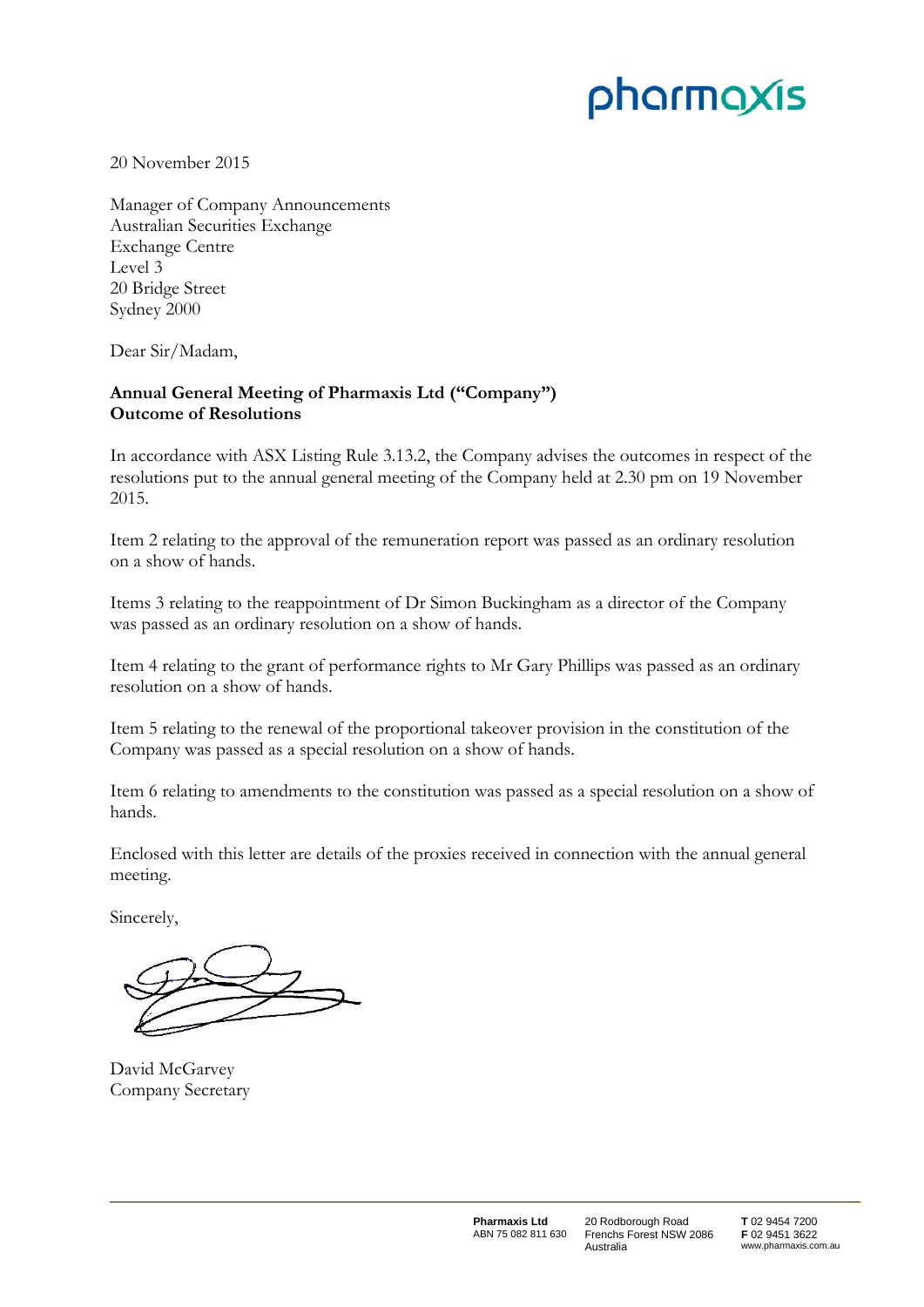pharmaxis

20 November 2015

Manager of Company Announcements
Australian Securities Exchange
Exchange Centre
Level 3
20 Bridge Street
Sydney 2000

Dear Sir/Madam,

**Annual General Meeting of Pharmaxis Ltd ("Company")**
**Outcome of Resolutions**

In accordance with ASX Listing Rule 3.13.2, the Company advises the outcomes in respect of the resolutions put to the annual general meeting of the Company held at 2.30 pm on 19 November 2015.

Item 2 relating to the approval of the remuneration report was passed as an ordinary resolution on a show of hands.

Items 3 relating to the reappointment of Dr Simon Buckingham as a director of the Company was passed as an ordinary resolution on a show of hands.

Item 4 relating to the grant of performance rights to Mr Gary Phillips was passed as an ordinary resolution on a show of hands.

Item 5 relating to the renewal of the proportional takeover provision in the constitution of the Company was passed as a special resolution on a show of hands.

Item 6 relating to amendments to the constitution was passed as a special resolution on a show of hands.

Enclosed with this letter are details of the proxies received in connection with the annual general meeting.

Sincerely,

David McGarvey
Company Secretary

**Pharmaxis Ltd**
ABN 75 082 811 630

20 Rodborough Road
Frenchs Forest NSW 2086
Australia

**T** 02 9454 7200
**F** 02 9451 3622
www.pharmaxis.com.au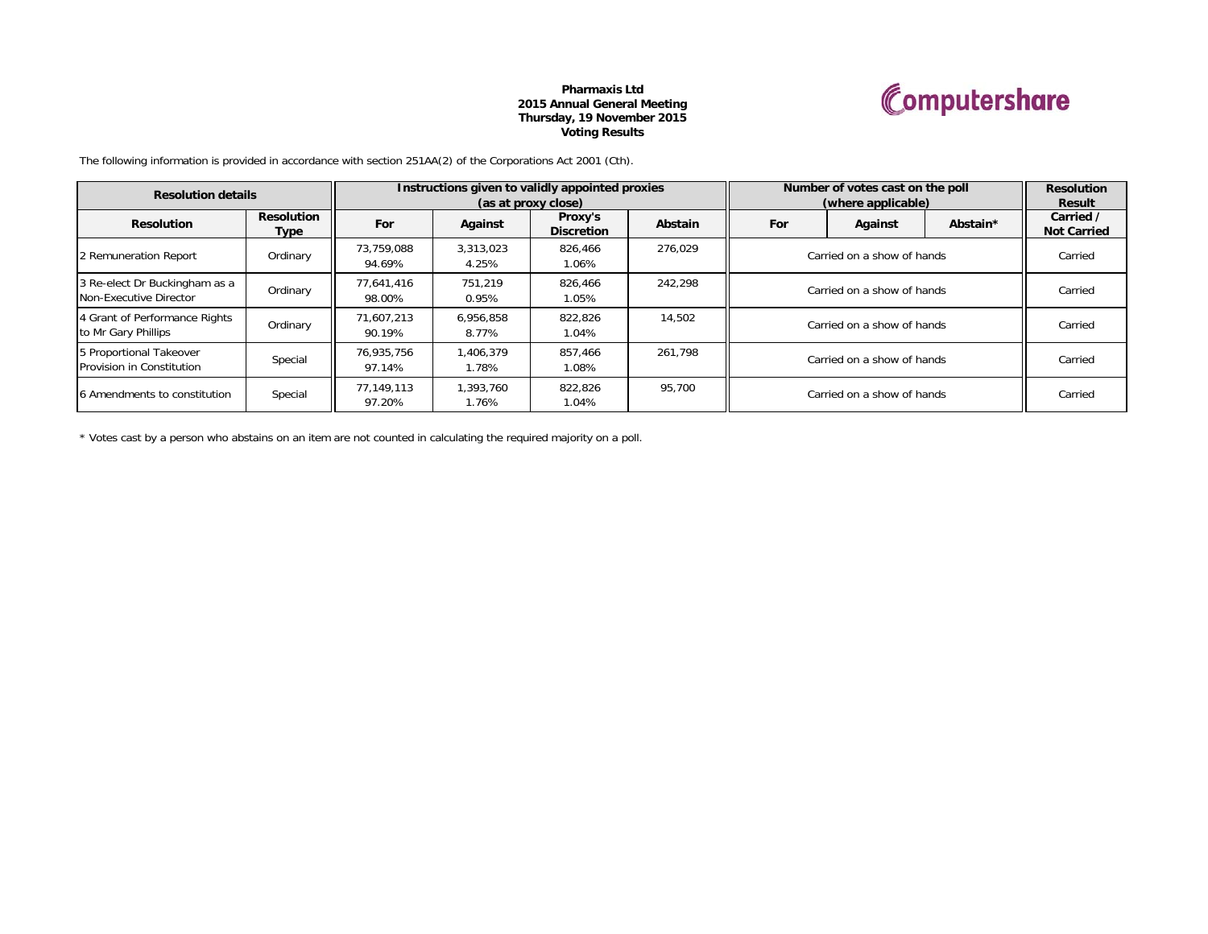**Pharmaxis Ltd**
**2015 Annual General Meeting**
**Thursday, 19 November 2015**
**Voting Results**

The following information is provided in accordance with section 251AA(2) of the Corporations Act 2001 (Cth).

| Resolution details | | Instructions given to validly appointed proxies (as at proxy close) | | | | Number of votes cast on the poll (where applicable) | | | Resolution Result |
|---|---|---|---|---|---|---|---|---|---|
| **Resolution** | **Resolution Type** | **For** | **Against** | **Proxy's Discretion** | **Abstain** | **For** | **Against** | **Abstain*** | **Carried / Not Carried** |
| 2 Remuneration Report | Ordinary | 73,759,088 94.69% | 3,313,023 4.25% | 826,466 1.06% | 276,029 | Carried on a show of hands | | | Carried |
| 3 Re-elect Dr Buckingham as a Non-Executive Director | Ordinary | 77,641,416 98.00% | 751,219 0.95% | 826,466 1.05% | 242,298 | Carried on a show of hands | | | Carried |
| 4 Grant of Performance Rights to Mr Gary Phillips | Ordinary | 71,607,213 90.19% | 6,956,858 8.77% | 822,826 1.04% | 14,502 | Carried on a show of hands | | | Carried |
| 5 Proportional Takeover Provision in Constitution | Special | 76,935,756 97.14% | 1,406,379 1.78% | 857,466 1.08% | 261,798 | Carried on a show of hands | | | Carried |
| 6 Amendments to constitution | Special | 77,149,113 97.20% | 1,393,760 1.76% | 822,826 1.04% | 95,700 | Carried on a show of hands | | | Carried |

* Votes cast by a person who abstains on an item are not counted in calculating the required majority on a poll.